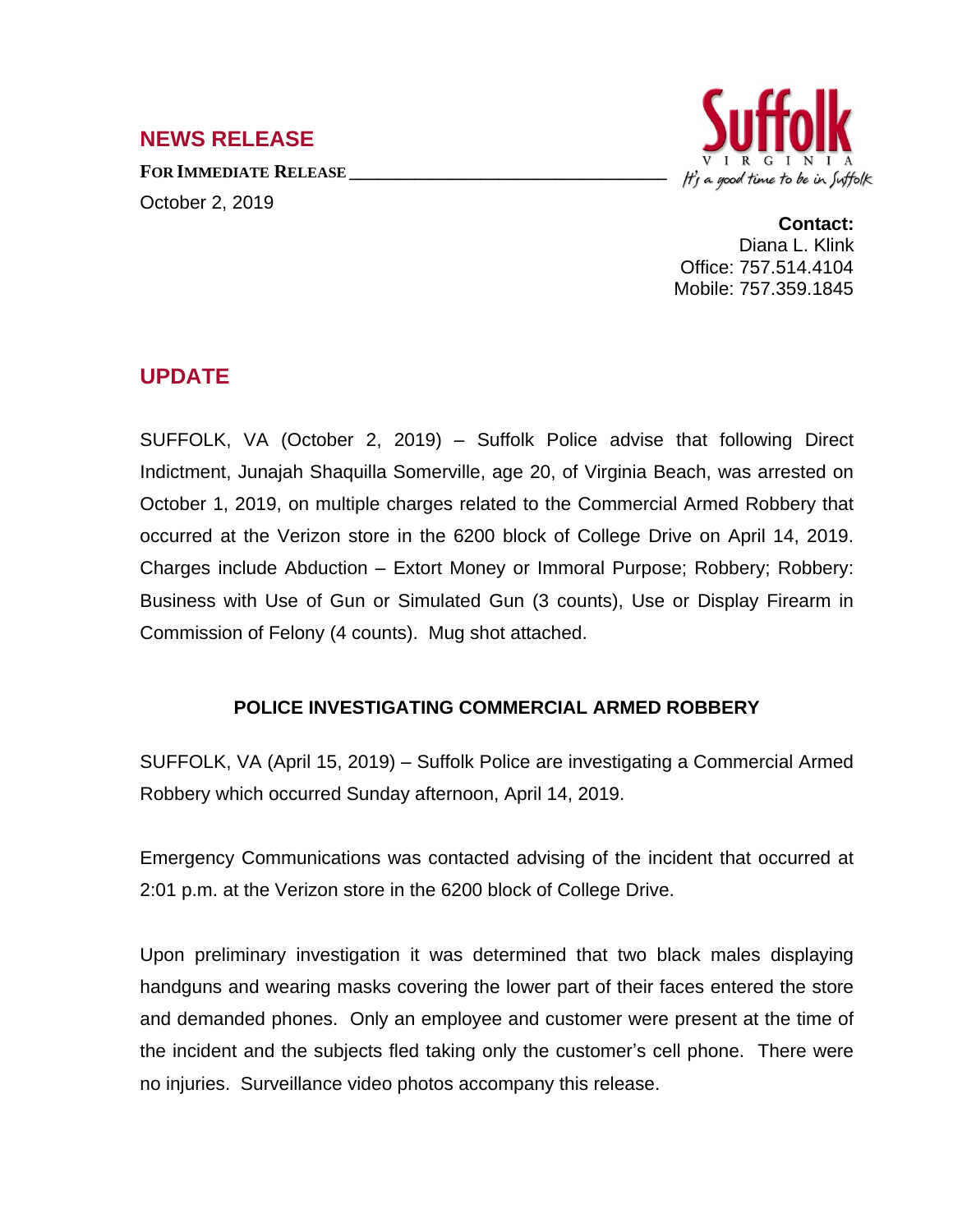## NEWS RELEASE

**FOR IMMEDIATE RELEASE**

October 2, 2019

Suffolk
VIRGINIA
*It's a good time to be in Suffolk*

**Contact:**
Diana L. Klink
Office: 757.514.4104
Mobile: 757.359.1845

## UPDATE

SUFFOLK, VA (October 2, 2019) – Suffolk Police advise that following Direct Indictment, Junajah Shaquilla Somerville, age 20, of Virginia Beach, was arrested on October 1, 2019, on multiple charges related to the Commercial Armed Robbery that occurred at the Verizon store in the 6200 block of College Drive on April 14, 2019. Charges include Abduction – Extort Money or Immoral Purpose; Robbery; Robbery: Business with Use of Gun or Simulated Gun (3 counts), Use or Display Firearm in Commission of Felony (4 counts). Mug shot attached.

### POLICE INVESTIGATING COMMERCIAL ARMED ROBBERY

SUFFOLK, VA (April 15, 2019) – Suffolk Police are investigating a Commercial Armed Robbery which occurred Sunday afternoon, April 14, 2019.

Emergency Communications was contacted advising of the incident that occurred at 2:01 p.m. at the Verizon store in the 6200 block of College Drive.

Upon preliminary investigation it was determined that two black males displaying handguns and wearing masks covering the lower part of their faces entered the store and demanded phones. Only an employee and customer were present at the time of the incident and the subjects fled taking only the customer's cell phone. There were no injuries. Surveillance video photos accompany this release.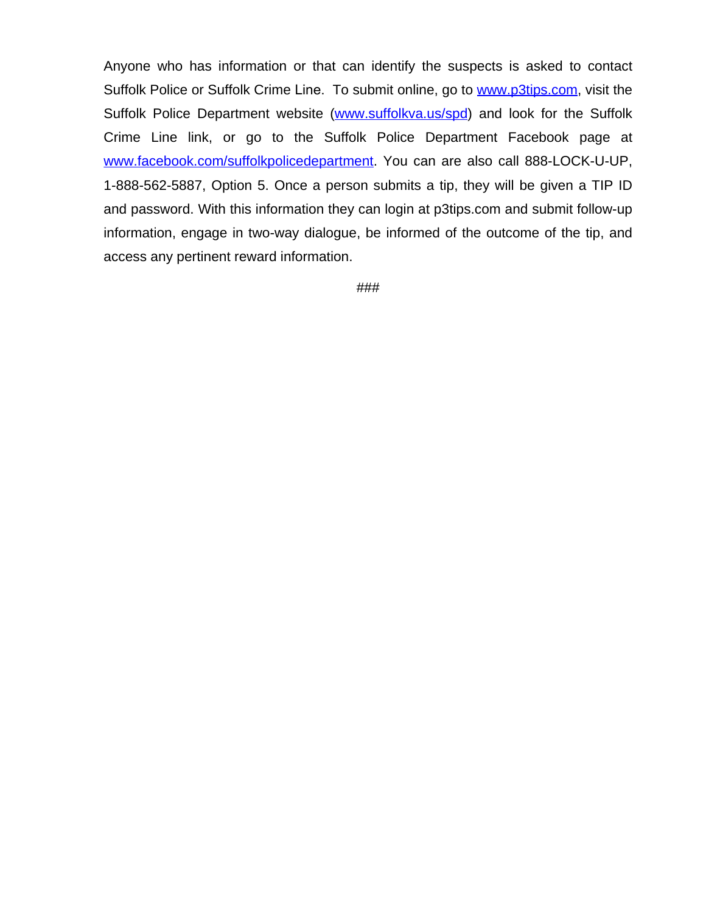Anyone who has information or that can identify the suspects is asked to contact Suffolk Police or Suffolk Crime Line. To submit online, go to www.p3tips.com, visit the Suffolk Police Department website (www.suffolkva.us/spd) and look for the Suffolk Crime Line link, or go to the Suffolk Police Department Facebook page at www.facebook.com/suffolkpolicedepartment. You can are also call 888-LOCK-U-UP, 1-888-562-5887, Option 5. Once a person submits a tip, they will be given a TIP ID and password. With this information they can login at p3tips.com and submit follow-up information, engage in two-way dialogue, be informed of the outcome of the tip, and access any pertinent reward information.

###